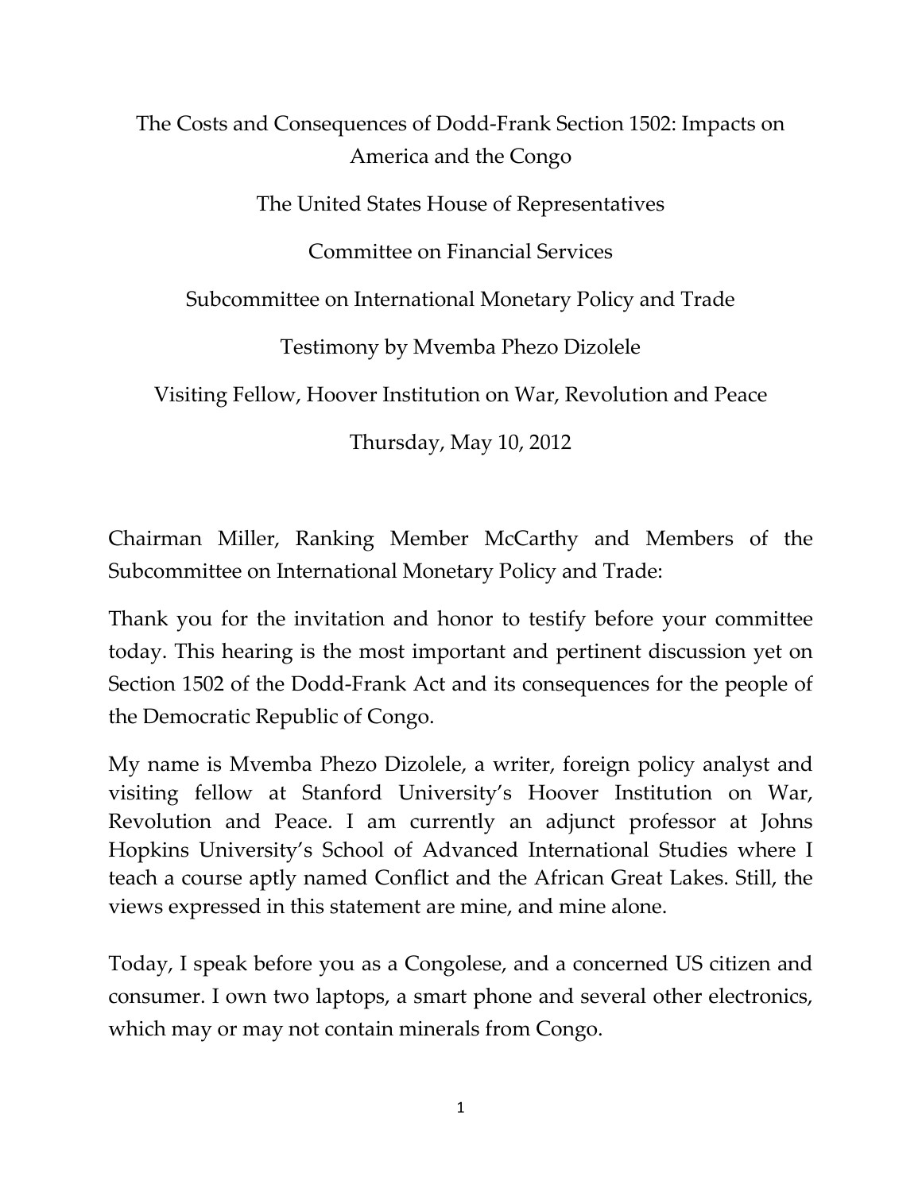# The Costs and Consequences of Dodd-Frank Section 1502: Impacts on America and the Congo

The United States House of Representatives

Committee on Financial Services

Subcommittee on International Monetary Policy and Trade

Testimony by Mvemba Phezo Dizolele

Visiting Fellow, Hoover Institution on War, Revolution and Peace

Thursday, May 10, 2012

Chairman Miller, Ranking Member McCarthy and Members of the Subcommittee on International Monetary Policy and Trade:

Thank you for the invitation and honor to testify before your committee today. This hearing is the most important and pertinent discussion yet on Section 1502 of the Dodd-Frank Act and its consequences for the people of the Democratic Republic of Congo.

My name is Mvemba Phezo Dizolele, a writer, foreign policy analyst and visiting fellow at Stanford University's Hoover Institution on War, Revolution and Peace. I am currently an adjunct professor at Johns Hopkins University's School of Advanced International Studies where I teach a course aptly named Conflict and the African Great Lakes. Still, the views expressed in this statement are mine, and mine alone.

Today, I speak before you as a Congolese, and a concerned US citizen and consumer. I own two laptops, a smart phone and several other electronics, which may or may not contain minerals from Congo.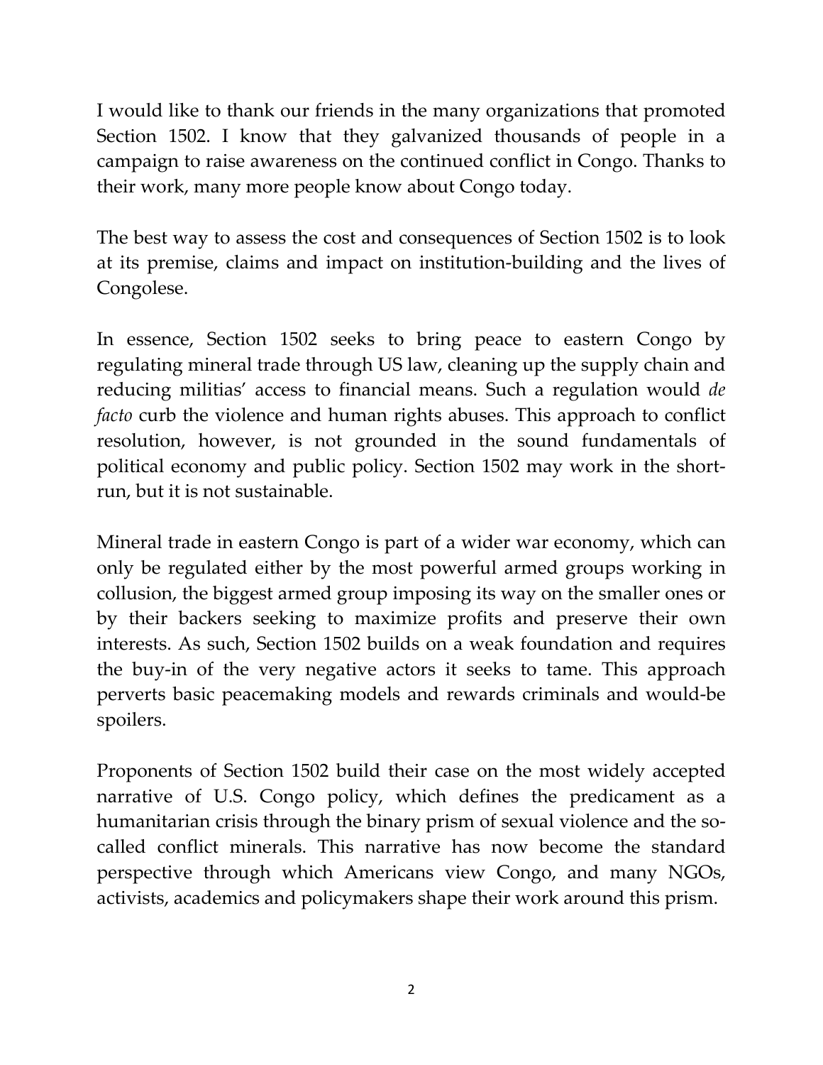I would like to thank our friends in the many organizations that promoted Section 1502. I know that they galvanized thousands of people in a campaign to raise awareness on the continued conflict in Congo. Thanks to their work, many more people know about Congo today.

The best way to assess the cost and consequences of Section 1502 is to look at its premise, claims and impact on institution-building and the lives of Congolese.

In essence, Section 1502 seeks to bring peace to eastern Congo by regulating mineral trade through US law, cleaning up the supply chain and reducing militias' access to financial means. Such a regulation would *de facto* curb the violence and human rights abuses. This approach to conflict resolution, however, is not grounded in the sound fundamentals of political economy and public policy. Section 1502 may work in the short-run, but it is not sustainable.

Mineral trade in eastern Congo is part of a wider war economy, which can only be regulated either by the most powerful armed groups working in collusion, the biggest armed group imposing its way on the smaller ones or by their backers seeking to maximize profits and preserve their own interests. As such, Section 1502 builds on a weak foundation and requires the buy-in of the very negative actors it seeks to tame. This approach perverts basic peacemaking models and rewards criminals and would-be spoilers.

Proponents of Section 1502 build their case on the most widely accepted narrative of U.S. Congo policy, which defines the predicament as a humanitarian crisis through the binary prism of sexual violence and the so-called conflict minerals. This narrative has now become the standard perspective through which Americans view Congo, and many NGOs, activists, academics and policymakers shape their work around this prism.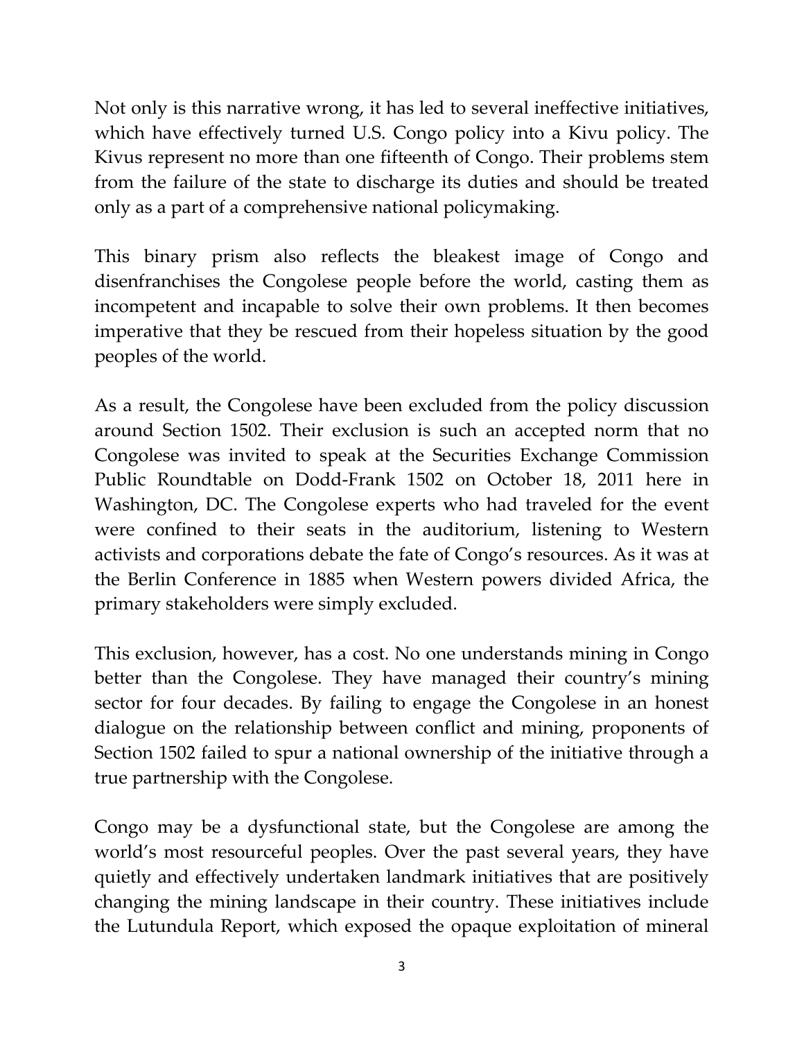Not only is this narrative wrong, it has led to several ineffective initiatives, which have effectively turned U.S. Congo policy into a Kivu policy. The Kivus represent no more than one fifteenth of Congo. Their problems stem from the failure of the state to discharge its duties and should be treated only as a part of a comprehensive national policymaking.

This binary prism also reflects the bleakest image of Congo and disenfranchises the Congolese people before the world, casting them as incompetent and incapable to solve their own problems. It then becomes imperative that they be rescued from their hopeless situation by the good peoples of the world.

As a result, the Congolese have been excluded from the policy discussion around Section 1502. Their exclusion is such an accepted norm that no Congolese was invited to speak at the Securities Exchange Commission Public Roundtable on Dodd-Frank 1502 on October 18, 2011 here in Washington, DC. The Congolese experts who had traveled for the event were confined to their seats in the auditorium, listening to Western activists and corporations debate the fate of Congo's resources. As it was at the Berlin Conference in 1885 when Western powers divided Africa, the primary stakeholders were simply excluded.

This exclusion, however, has a cost. No one understands mining in Congo better than the Congolese. They have managed their country's mining sector for four decades. By failing to engage the Congolese in an honest dialogue on the relationship between conflict and mining, proponents of Section 1502 failed to spur a national ownership of the initiative through a true partnership with the Congolese.

Congo may be a dysfunctional state, but the Congolese are among the world's most resourceful peoples. Over the past several years, they have quietly and effectively undertaken landmark initiatives that are positively changing the mining landscape in their country. These initiatives include the Lutundula Report, which exposed the opaque exploitation of mineral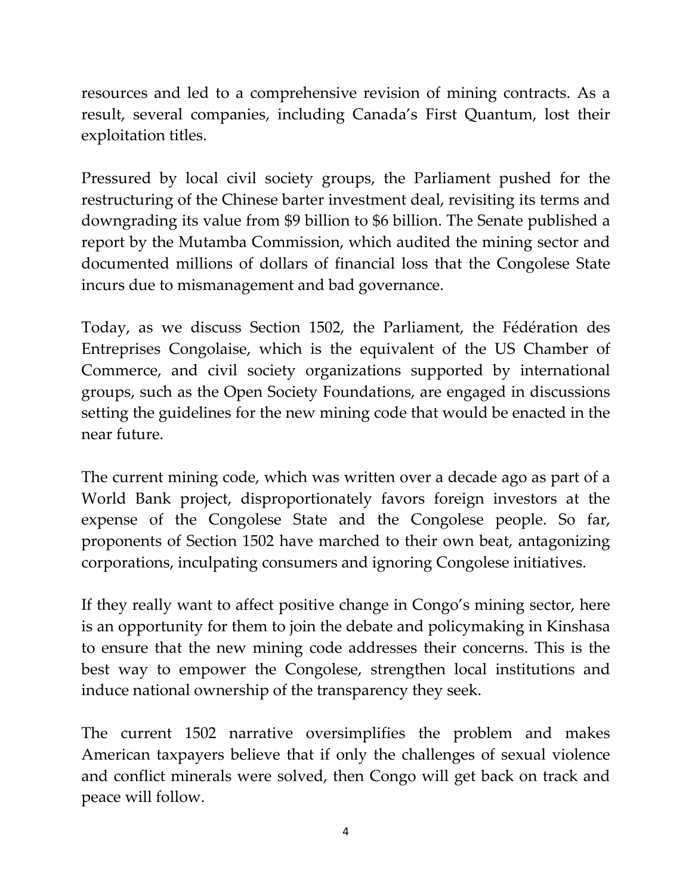resources and led to a comprehensive revision of mining contracts. As a result, several companies, including Canada's First Quantum, lost their exploitation titles.

Pressured by local civil society groups, the Parliament pushed for the restructuring of the Chinese barter investment deal, revisiting its terms and downgrading its value from $9 billion to $6 billion. The Senate published a report by the Mutamba Commission, which audited the mining sector and documented millions of dollars of financial loss that the Congolese State incurs due to mismanagement and bad governance.

Today, as we discuss Section 1502, the Parliament, the Fédération des Entreprises Congolaise, which is the equivalent of the US Chamber of Commerce, and civil society organizations supported by international groups, such as the Open Society Foundations, are engaged in discussions setting the guidelines for the new mining code that would be enacted in the near future.

The current mining code, which was written over a decade ago as part of a World Bank project, disproportionately favors foreign investors at the expense of the Congolese State and the Congolese people. So far, proponents of Section 1502 have marched to their own beat, antagonizing corporations, inculpating consumers and ignoring Congolese initiatives.

If they really want to affect positive change in Congo's mining sector, here is an opportunity for them to join the debate and policymaking in Kinshasa to ensure that the new mining code addresses their concerns. This is the best way to empower the Congolese, strengthen local institutions and induce national ownership of the transparency they seek.

The current 1502 narrative oversimplifies the problem and makes American taxpayers believe that if only the challenges of sexual violence and conflict minerals were solved, then Congo will get back on track and peace will follow.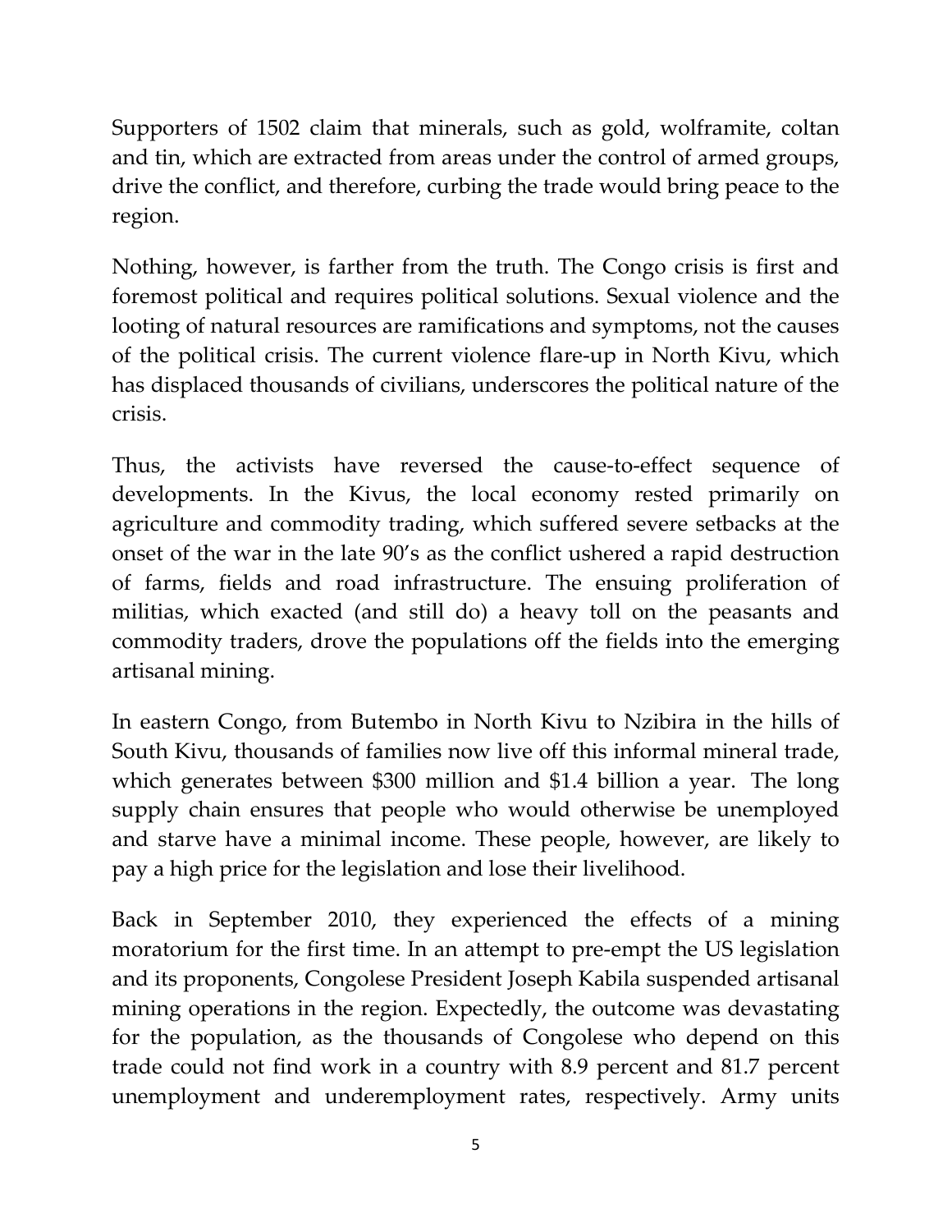Supporters of 1502 claim that minerals, such as gold, wolframite, coltan and tin, which are extracted from areas under the control of armed groups, drive the conflict, and therefore, curbing the trade would bring peace to the region.

Nothing, however, is farther from the truth. The Congo crisis is first and foremost political and requires political solutions. Sexual violence and the looting of natural resources are ramifications and symptoms, not the causes of the political crisis. The current violence flare-up in North Kivu, which has displaced thousands of civilians, underscores the political nature of the crisis.

Thus, the activists have reversed the cause-to-effect sequence of developments. In the Kivus, the local economy rested primarily on agriculture and commodity trading, which suffered severe setbacks at the onset of the war in the late 90's as the conflict ushered a rapid destruction of farms, fields and road infrastructure. The ensuing proliferation of militias, which exacted (and still do) a heavy toll on the peasants and commodity traders, drove the populations off the fields into the emerging artisanal mining.

In eastern Congo, from Butembo in North Kivu to Nzibira in the hills of South Kivu, thousands of families now live off this informal mineral trade, which generates between $300 million and $1.4 billion a year. The long supply chain ensures that people who would otherwise be unemployed and starve have a minimal income. These people, however, are likely to pay a high price for the legislation and lose their livelihood.

Back in September 2010, they experienced the effects of a mining moratorium for the first time. In an attempt to pre-empt the US legislation and its proponents, Congolese President Joseph Kabila suspended artisanal mining operations in the region. Expectedly, the outcome was devastating for the population, as the thousands of Congolese who depend on this trade could not find work in a country with 8.9 percent and 81.7 percent unemployment and underemployment rates, respectively. Army units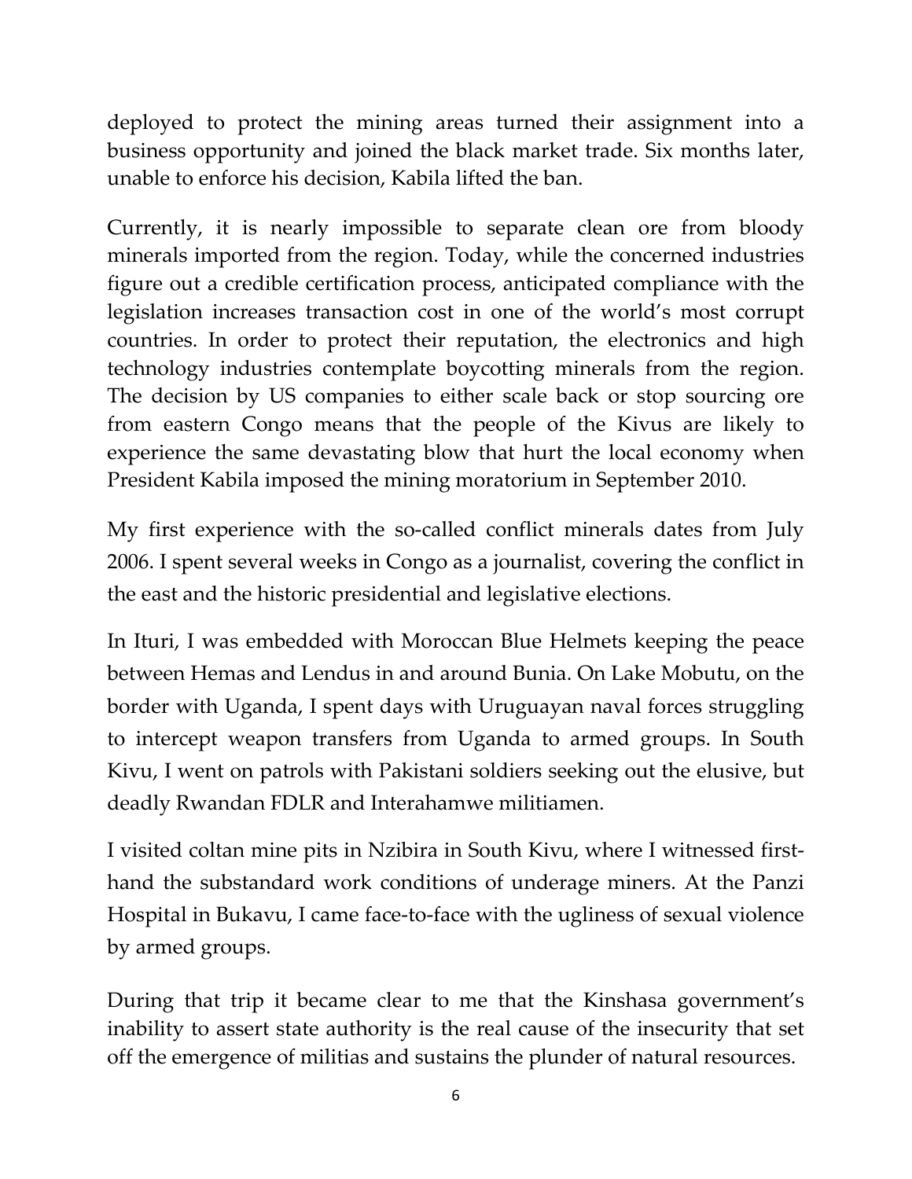deployed to protect the mining areas turned their assignment into a business opportunity and joined the black market trade. Six months later, unable to enforce his decision, Kabila lifted the ban.

Currently, it is nearly impossible to separate clean ore from bloody minerals imported from the region. Today, while the concerned industries figure out a credible certification process, anticipated compliance with the legislation increases transaction cost in one of the world's most corrupt countries. In order to protect their reputation, the electronics and high technology industries contemplate boycotting minerals from the region. The decision by US companies to either scale back or stop sourcing ore from eastern Congo means that the people of the Kivus are likely to experience the same devastating blow that hurt the local economy when President Kabila imposed the mining moratorium in September 2010.

My first experience with the so-called conflict minerals dates from July 2006. I spent several weeks in Congo as a journalist, covering the conflict in the east and the historic presidential and legislative elections.

In Ituri, I was embedded with Moroccan Blue Helmets keeping the peace between Hemas and Lendus in and around Bunia. On Lake Mobutu, on the border with Uganda, I spent days with Uruguayan naval forces struggling to intercept weapon transfers from Uganda to armed groups. In South Kivu, I went on patrols with Pakistani soldiers seeking out the elusive, but deadly Rwandan FDLR and Interahamwe militiamen.

I visited coltan mine pits in Nzibira in South Kivu, where I witnessed first-hand the substandard work conditions of underage miners. At the Panzi Hospital in Bukavu, I came face-to-face with the ugliness of sexual violence by armed groups.

During that trip it became clear to me that the Kinshasa government's inability to assert state authority is the real cause of the insecurity that set off the emergence of militias and sustains the plunder of natural resources.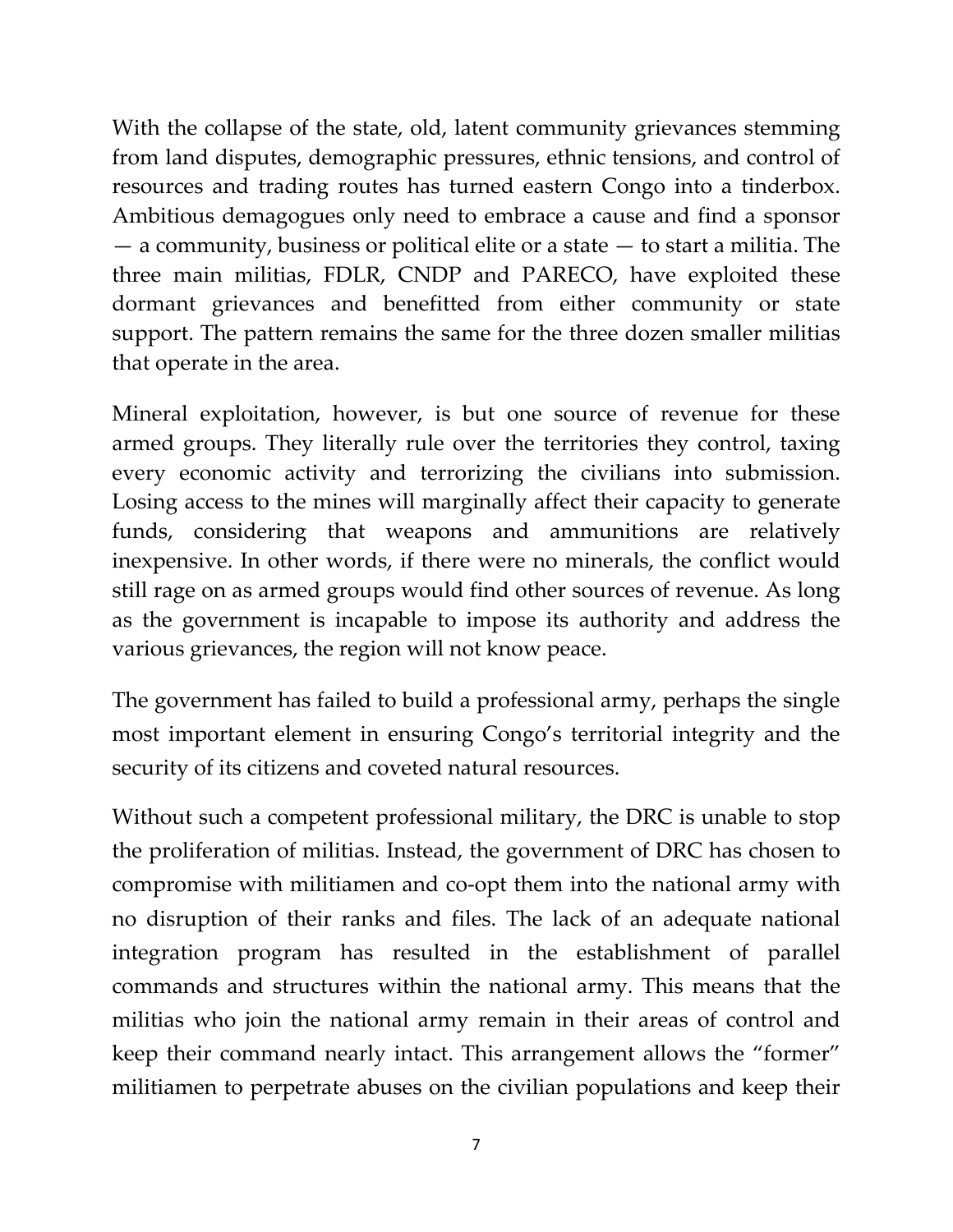With the collapse of the state, old, latent community grievances stemming from land disputes, demographic pressures, ethnic tensions, and control of resources and trading routes has turned eastern Congo into a tinderbox. Ambitious demagogues only need to embrace a cause and find a sponsor — a community, business or political elite or a state — to start a militia. The three main militias, FDLR, CNDP and PARECO, have exploited these dormant grievances and benefitted from either community or state support. The pattern remains the same for the three dozen smaller militias that operate in the area.

Mineral exploitation, however, is but one source of revenue for these armed groups. They literally rule over the territories they control, taxing every economic activity and terrorizing the civilians into submission. Losing access to the mines will marginally affect their capacity to generate funds, considering that weapons and ammunitions are relatively inexpensive. In other words, if there were no minerals, the conflict would still rage on as armed groups would find other sources of revenue. As long as the government is incapable to impose its authority and address the various grievances, the region will not know peace.

The government has failed to build a professional army, perhaps the single most important element in ensuring Congo's territorial integrity and the security of its citizens and coveted natural resources.

Without such a competent professional military, the DRC is unable to stop the proliferation of militias. Instead, the government of DRC has chosen to compromise with militiamen and co-opt them into the national army with no disruption of their ranks and files. The lack of an adequate national integration program has resulted in the establishment of parallel commands and structures within the national army. This means that the militias who join the national army remain in their areas of control and keep their command nearly intact. This arrangement allows the "former" militiamen to perpetrate abuses on the civilian populations and keep their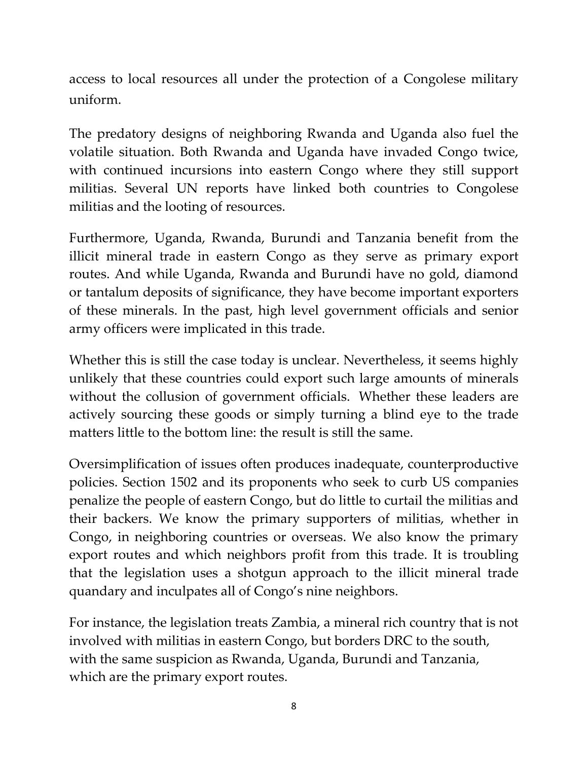access to local resources all under the protection of a Congolese military uniform.

The predatory designs of neighboring Rwanda and Uganda also fuel the volatile situation. Both Rwanda and Uganda have invaded Congo twice, with continued incursions into eastern Congo where they still support militias. Several UN reports have linked both countries to Congolese militias and the looting of resources.

Furthermore, Uganda, Rwanda, Burundi and Tanzania benefit from the illicit mineral trade in eastern Congo as they serve as primary export routes. And while Uganda, Rwanda and Burundi have no gold, diamond or tantalum deposits of significance, they have become important exporters of these minerals. In the past, high level government officials and senior army officers were implicated in this trade.

Whether this is still the case today is unclear. Nevertheless, it seems highly unlikely that these countries could export such large amounts of minerals without the collusion of government officials. Whether these leaders are actively sourcing these goods or simply turning a blind eye to the trade matters little to the bottom line: the result is still the same.

Oversimplification of issues often produces inadequate, counterproductive policies. Section 1502 and its proponents who seek to curb US companies penalize the people of eastern Congo, but do little to curtail the militias and their backers. We know the primary supporters of militias, whether in Congo, in neighboring countries or overseas. We also know the primary export routes and which neighbors profit from this trade. It is troubling that the legislation uses a shotgun approach to the illicit mineral trade quandary and inculpates all of Congo's nine neighbors.

For instance, the legislation treats Zambia, a mineral rich country that is not involved with militias in eastern Congo, but borders DRC to the south, with the same suspicion as Rwanda, Uganda, Burundi and Tanzania, which are the primary export routes.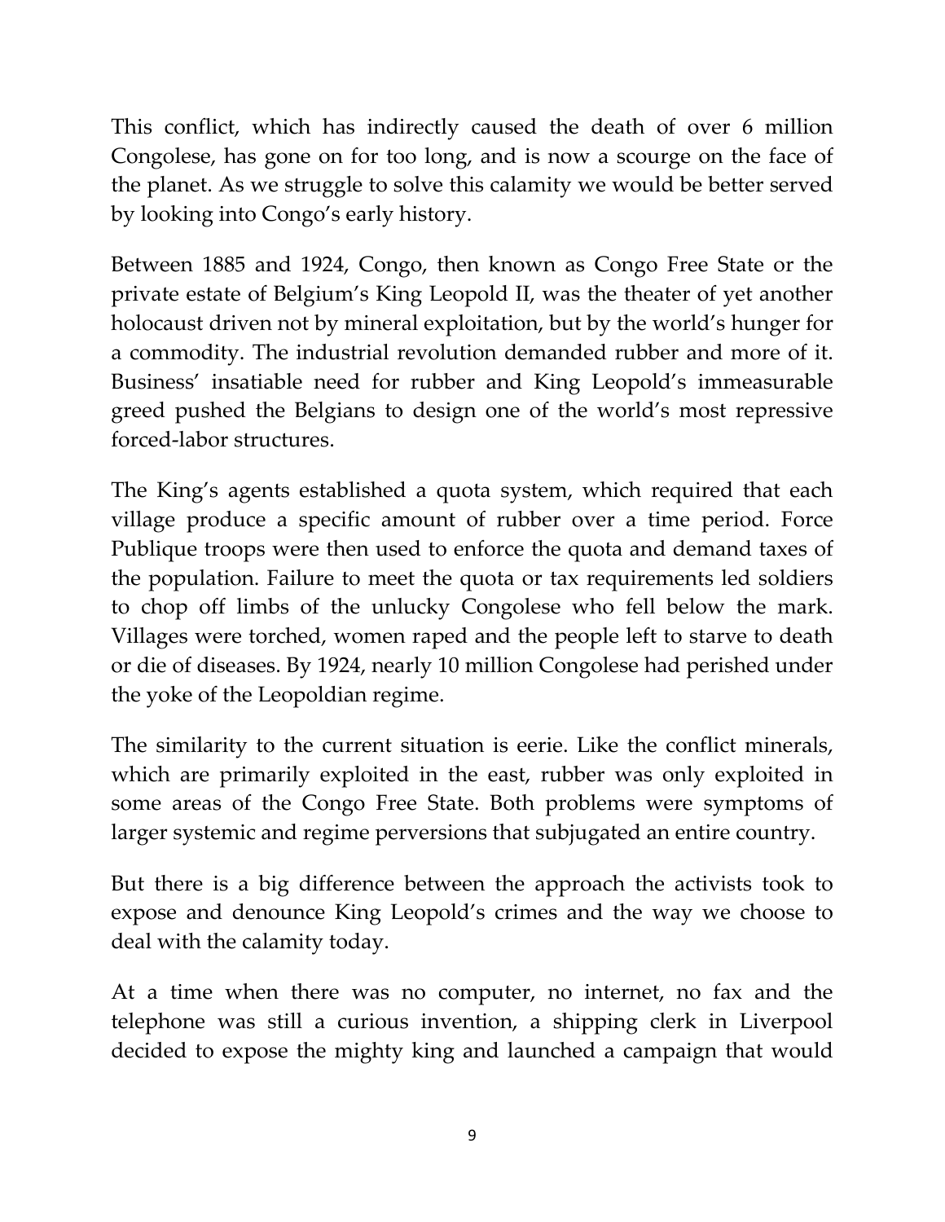This conflict, which has indirectly caused the death of over 6 million Congolese, has gone on for too long, and is now a scourge on the face of the planet. As we struggle to solve this calamity we would be better served by looking into Congo's early history.

Between 1885 and 1924, Congo, then known as Congo Free State or the private estate of Belgium's King Leopold II, was the theater of yet another holocaust driven not by mineral exploitation, but by the world's hunger for a commodity. The industrial revolution demanded rubber and more of it. Business' insatiable need for rubber and King Leopold's immeasurable greed pushed the Belgians to design one of the world's most repressive forced-labor structures.

The King's agents established a quota system, which required that each village produce a specific amount of rubber over a time period. Force Publique troops were then used to enforce the quota and demand taxes of the population. Failure to meet the quota or tax requirements led soldiers to chop off limbs of the unlucky Congolese who fell below the mark. Villages were torched, women raped and the people left to starve to death or die of diseases. By 1924, nearly 10 million Congolese had perished under the yoke of the Leopoldian regime.

The similarity to the current situation is eerie. Like the conflict minerals, which are primarily exploited in the east, rubber was only exploited in some areas of the Congo Free State. Both problems were symptoms of larger systemic and regime perversions that subjugated an entire country.

But there is a big difference between the approach the activists took to expose and denounce King Leopold's crimes and the way we choose to deal with the calamity today.

At a time when there was no computer, no internet, no fax and the telephone was still a curious invention, a shipping clerk in Liverpool decided to expose the mighty king and launched a campaign that would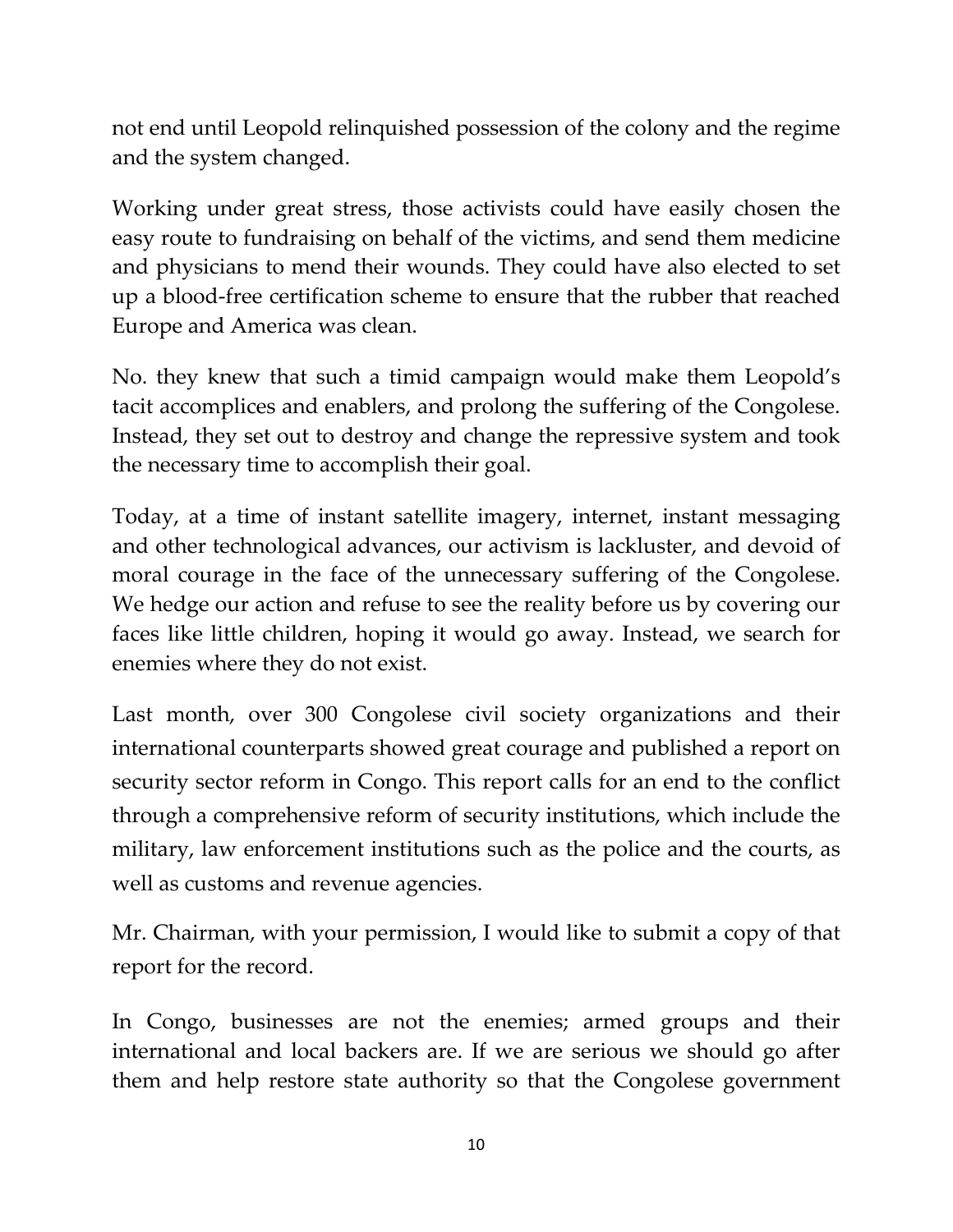not end until Leopold relinquished possession of the colony and the regime and the system changed.

Working under great stress, those activists could have easily chosen the easy route to fundraising on behalf of the victims, and send them medicine and physicians to mend their wounds. They could have also elected to set up a blood-free certification scheme to ensure that the rubber that reached Europe and America was clean.

No. they knew that such a timid campaign would make them Leopold's tacit accomplices and enablers, and prolong the suffering of the Congolese. Instead, they set out to destroy and change the repressive system and took the necessary time to accomplish their goal.

Today, at a time of instant satellite imagery, internet, instant messaging and other technological advances, our activism is lackluster, and devoid of moral courage in the face of the unnecessary suffering of the Congolese. We hedge our action and refuse to see the reality before us by covering our faces like little children, hoping it would go away. Instead, we search for enemies where they do not exist.

Last month, over 300 Congolese civil society organizations and their international counterparts showed great courage and published a report on security sector reform in Congo. This report calls for an end to the conflict through a comprehensive reform of security institutions, which include the military, law enforcement institutions such as the police and the courts, as well as customs and revenue agencies.

Mr. Chairman, with your permission, I would like to submit a copy of that report for the record.

In Congo, businesses are not the enemies; armed groups and their international and local backers are. If we are serious we should go after them and help restore state authority so that the Congolese government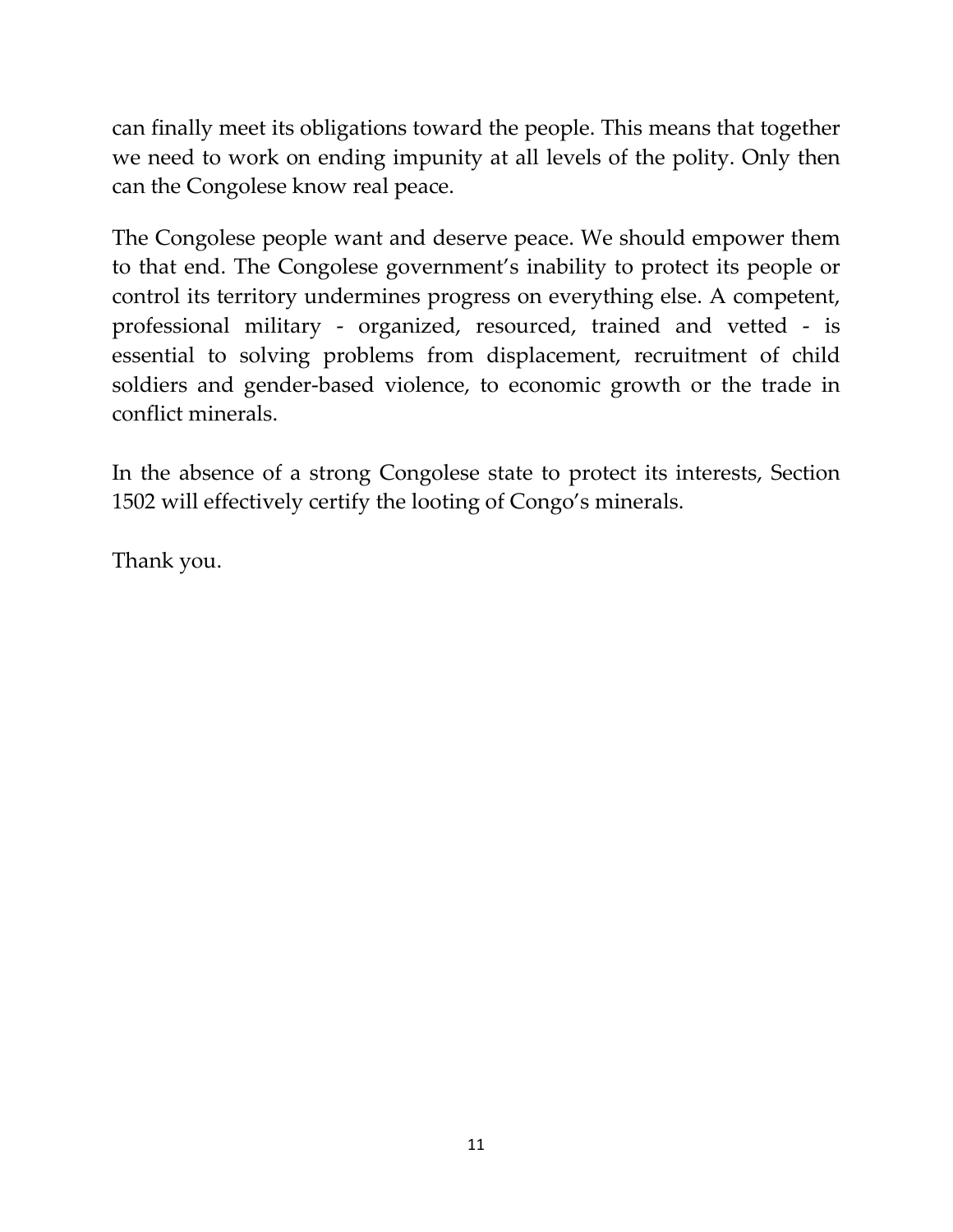can finally meet its obligations toward the people. This means that together we need to work on ending impunity at all levels of the polity. Only then can the Congolese know real peace.

The Congolese people want and deserve peace. We should empower them to that end. The Congolese government's inability to protect its people or control its territory undermines progress on everything else. A competent, professional military - organized, resourced, trained and vetted - is essential to solving problems from displacement, recruitment of child soldiers and gender-based violence, to economic growth or the trade in conflict minerals.

In the absence of a strong Congolese state to protect its interests, Section 1502 will effectively certify the looting of Congo's minerals.

Thank you.